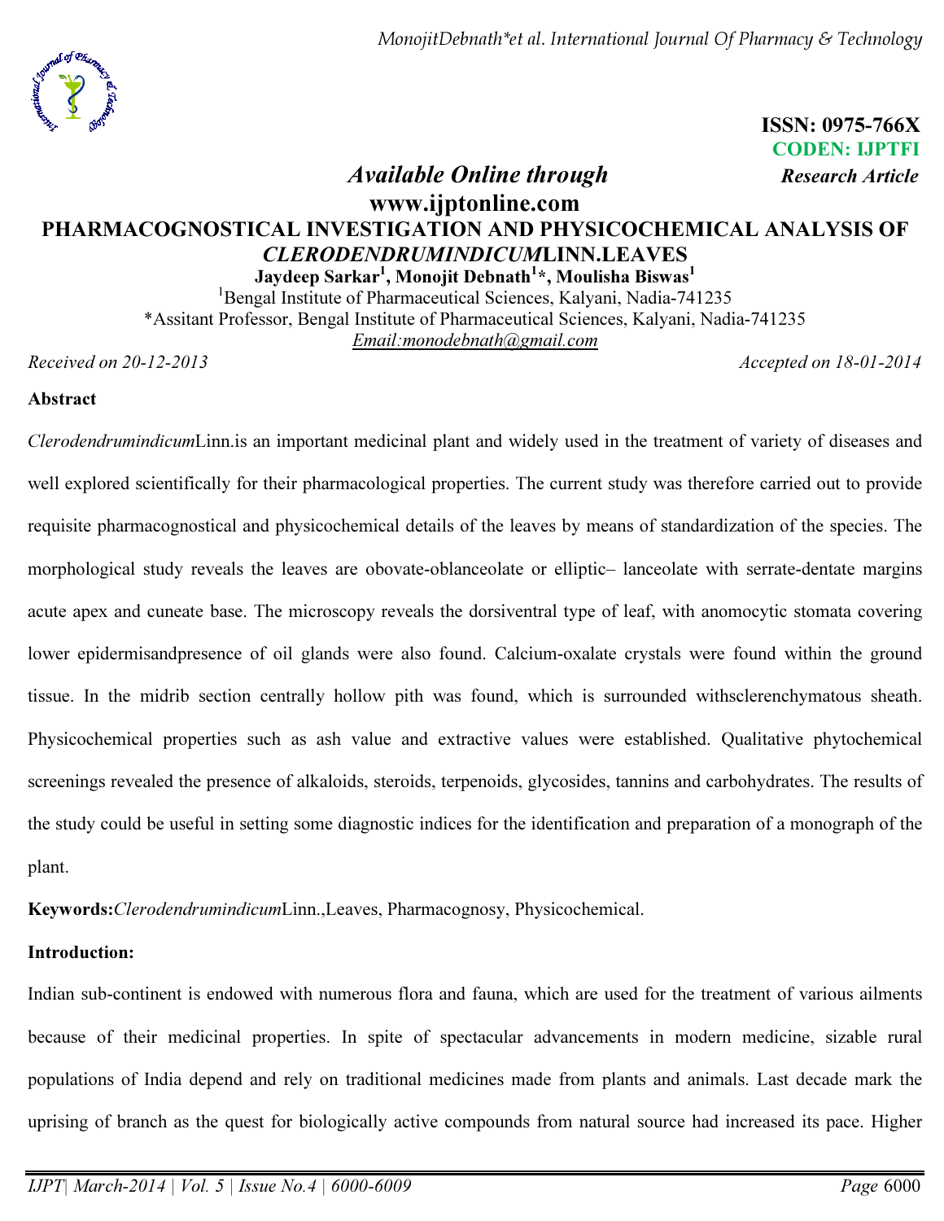ISSN: 0975-766X
CODEN: IJPTFI
*Research Article*

*Available Online through*
**www.ijptonline.com**

# PHARMACOGNOSTICAL INVESTIGATION AND PHYSICOCHEMICAL ANALYSIS OF *CLERODENDRUMINDICUM*LINN.LEAVES

**Jaydeep Sarkar[1], Monojit Debnath[1]*, Moulisha Biswas[1]**

[1]Bengal Institute of Pharmaceutical Sciences, Kalyani, Nadia-741235
*Assitant Professor, Bengal Institute of Pharmaceutical Sciences, Kalyani, Nadia-741235
Email:monodebnath@gmail.com

*Received on 20-12-2013* *Accepted on 18-01-2014*

## Abstract

*Clerodendrumindicum*Linn.is an important medicinal plant and widely used in the treatment of variety of diseases and well explored scientifically for their pharmacological properties. The current study was therefore carried out to provide requisite pharmacognostical and physicochemical details of the leaves by means of standardization of the species. The morphological study reveals the leaves are obovate-oblanceolate or elliptic– lanceolate with serrate-dentate margins acute apex and cuneate base. The microscopy reveals the dorsiventral type of leaf, with anomocytic stomata covering lower epidermisandpresence of oil glands were also found. Calcium-oxalate crystals were found within the ground tissue. In the midrib section centrally hollow pith was found, which is surrounded withsclerenchymatous sheath. Physicochemical properties such as ash value and extractive values were established. Qualitative phytochemical screenings revealed the presence of alkaloids, steroids, terpenoids, glycosides, tannins and carbohydrates. The results of the study could be useful in setting some diagnostic indices for the identification and preparation of a monograph of the plant.

**Keywords:***Clerodendrumindicum*Linn.,Leaves, Pharmacognosy, Physicochemical.

## Introduction:

Indian sub-continent is endowed with numerous flora and fauna, which are used for the treatment of various ailments because of their medicinal properties. In spite of spectacular advancements in modern medicine, sizable rural populations of India depend and rely on traditional medicines made from plants and animals. Last decade mark the uprising of branch as the quest for biologically active compounds from natural source had increased its pace. Higher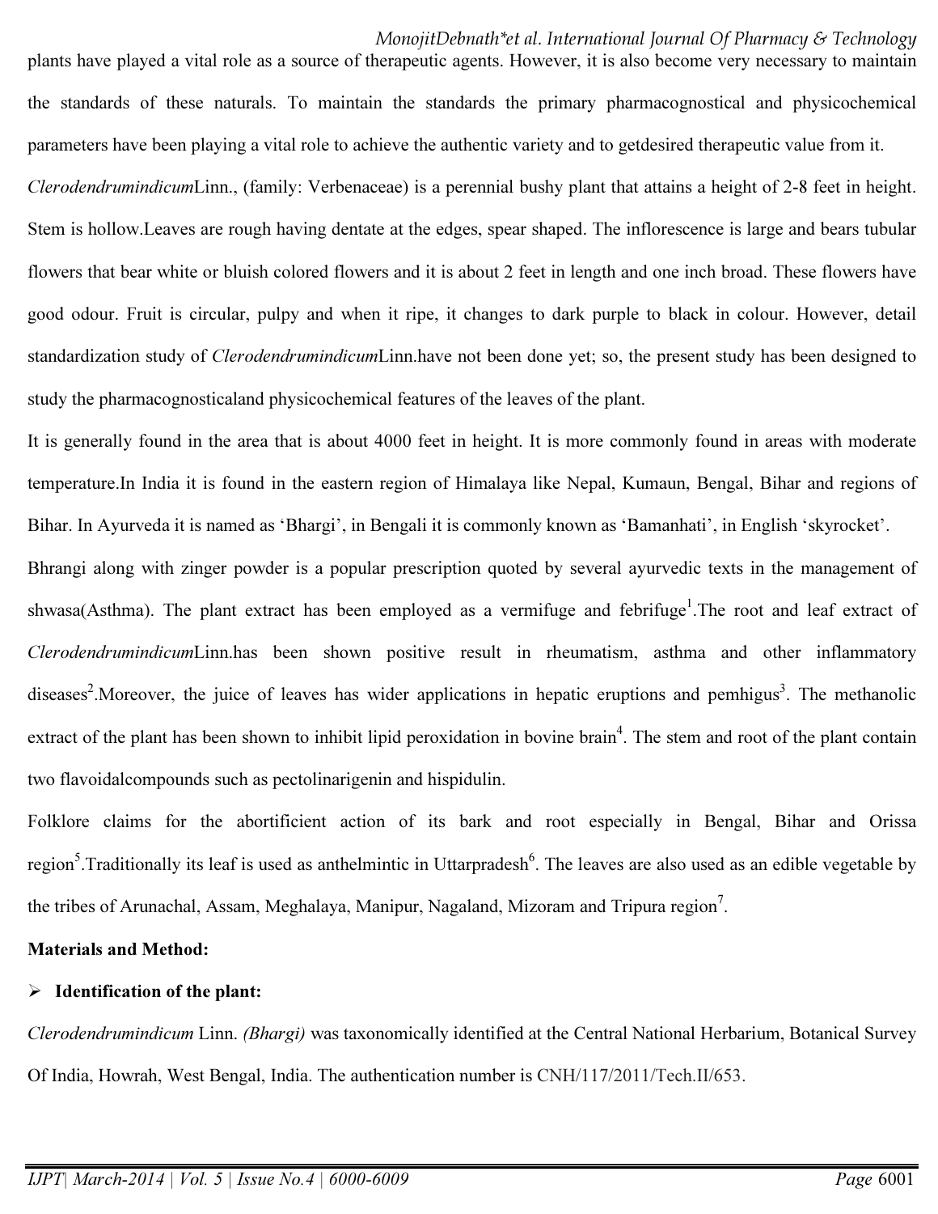plants have played a vital role as a source of therapeutic agents. However, it is also become very necessary to maintain the standards of these naturals. To maintain the standards the primary pharmacognostical and physicochemical parameters have been playing a vital role to achieve the authentic variety and to getdesired therapeutic value from it.

*Clerodendrumindicum*Linn., (family: Verbenaceae) is a perennial bushy plant that attains a height of 2-8 feet in height. Stem is hollow.Leaves are rough having dentate at the edges, spear shaped. The inflorescence is large and bears tubular flowers that bear white or bluish colored flowers and it is about 2 feet in length and one inch broad. These flowers have good odour. Fruit is circular, pulpy and when it ripe, it changes to dark purple to black in colour. However, detail standardization study of *Clerodendrumindicum*Linn.have not been done yet; so, the present study has been designed to study the pharmacognosticaland physicochemical features of the leaves of the plant.

It is generally found in the area that is about 4000 feet in height. It is more commonly found in areas with moderate temperature.In India it is found in the eastern region of Himalaya like Nepal, Kumaun, Bengal, Bihar and regions of Bihar. In Ayurveda it is named as 'Bhargi', in Bengali it is commonly known as 'Bamanhati', in English 'skyrocket'.

Bhrangi along with zinger powder is a popular prescription quoted by several ayurvedic texts in the management of shwasa(Asthma). The plant extract has been employed as a vermifuge and febrifuge[1].The root and leaf extract of *Clerodendrumindicum*Linn.has been shown positive result in rheumatism, asthma and other inflammatory diseases[2].Moreover, the juice of leaves has wider applications in hepatic eruptions and pemhigus[3]. The methanolic extract of the plant has been shown to inhibit lipid peroxidation in bovine brain[4]. The stem and root of the plant contain two flavoidalcompounds such as pectolinarigenin and hispidulin.

Folklore claims for the abortificient action of its bark and root especially in Bengal, Bihar and Orissa region[5].Traditionally its leaf is used as anthelmintic in Uttarpradesh[6]. The leaves are also used as an edible vegetable by the tribes of Arunachal, Assam, Meghalaya, Manipur, Nagaland, Mizoram and Tripura region[7].

**Materials and Method:**

- **Identification of the plant:**

*Clerodendrumindicum* Linn. *(Bhargi)* was taxonomically identified at the Central National Herbarium, Botanical Survey Of India, Howrah, West Bengal, India. The authentication number is CNH/117/2011/Tech.II/653.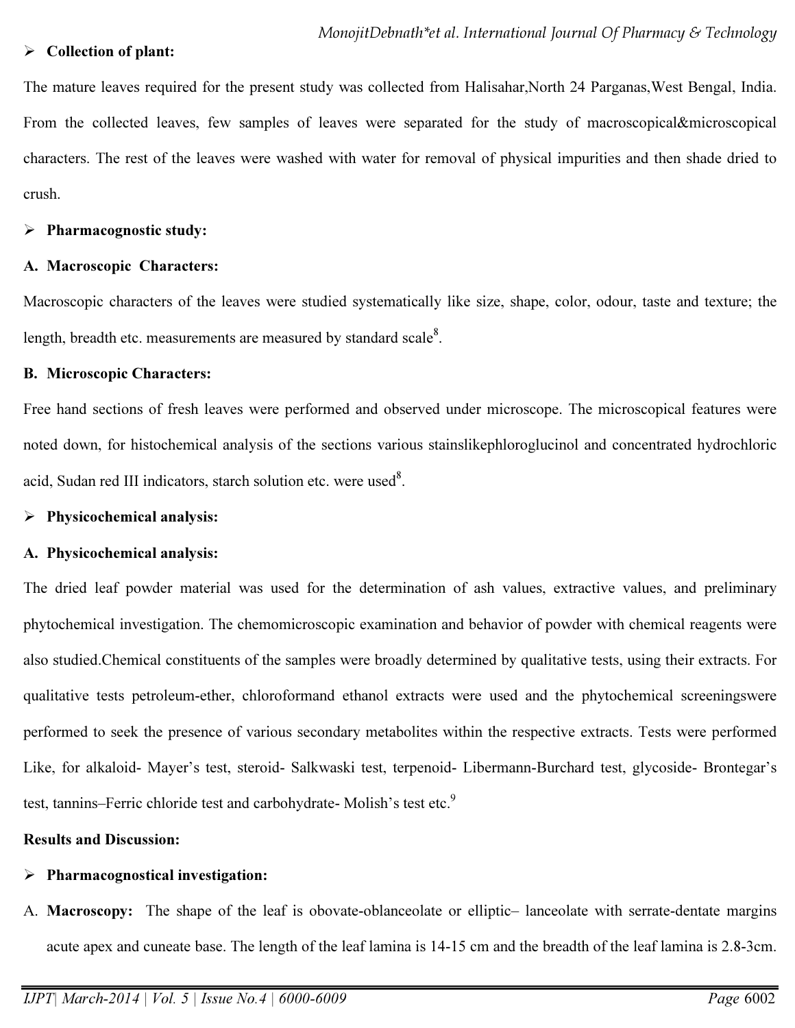- **Collection of plant:**

The mature leaves required for the present study was collected from Halisahar,North 24 Parganas,West Bengal, India. From the collected leaves, few samples of leaves were separated for the study of macroscopical&microscopical characters. The rest of the leaves were washed with water for removal of physical impurities and then shade dried to crush.

- **Pharmacognostic study:**

**A. Macroscopic Characters:**

Macroscopic characters of the leaves were studied systematically like size, shape, color, odour, taste and texture; the length, breadth etc. measurements are measured by standard scale[8].

**B. Microscopic Characters:**

Free hand sections of fresh leaves were performed and observed under microscope. The microscopical features were noted down, for histochemical analysis of the sections various stainslikephloroglucinol and concentrated hydrochloric acid, Sudan red III indicators, starch solution etc. were used[8].

- **Physicochemical analysis:**

**A. Physicochemical analysis:**

The dried leaf powder material was used for the determination of ash values, extractive values, and preliminary phytochemical investigation. The chemomicroscopic examination and behavior of powder with chemical reagents were also studied.Chemical constituents of the samples were broadly determined by qualitative tests, using their extracts. For qualitative tests petroleum-ether, chloroformand ethanol extracts were used and the phytochemical screeningswere performed to seek the presence of various secondary metabolites within the respective extracts. Tests were performed Like, for alkaloid- Mayer's test, steroid- Salkwaski test, terpenoid- Libermann-Burchard test, glycoside- Brontegar's test, tannins–Ferric chloride test and carbohydrate- Molish's test etc.[9]

**Results and Discussion:**

- **Pharmacognostical investigation:**

A. **Macroscopy:** The shape of the leaf is obovate-oblanceolate or elliptic– lanceolate with serrate-dentate margins acute apex and cuneate base. The length of the leaf lamina is 14-15 cm and the breadth of the leaf lamina is 2.8-3cm.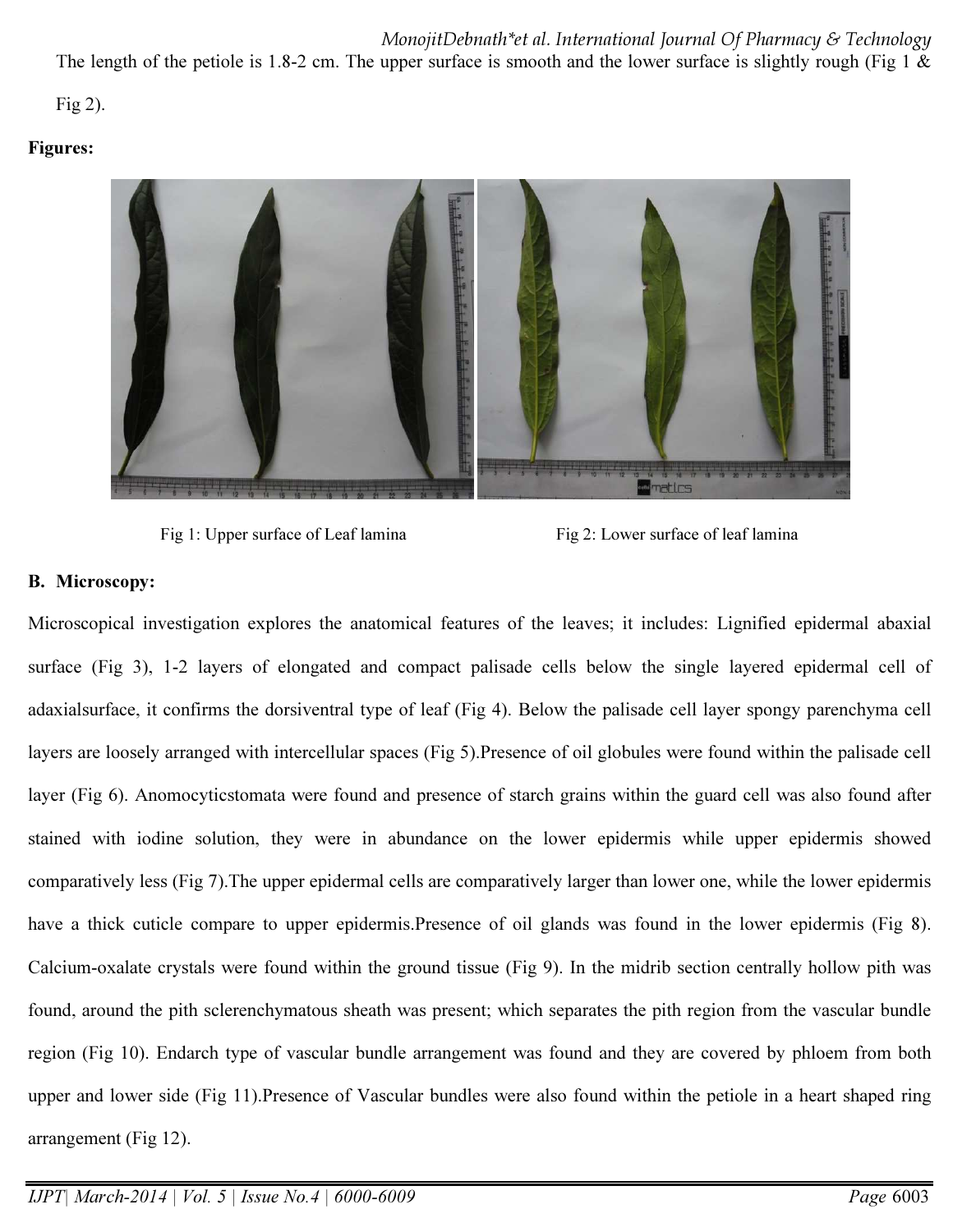The length of the petiole is 1.8-2 cm. The upper surface is smooth and the lower surface is slightly rough (Fig 1 & Fig 2).

**Figures:**

Fig 1: Upper surface of Leaf lamina

Fig 2: Lower surface of leaf lamina

**B. Microscopy:**

Microscopical investigation explores the anatomical features of the leaves; it includes: Lignified epidermal abaxial surface (Fig 3), 1-2 layers of elongated and compact palisade cells below the single layered epidermal cell of adaxialsurface, it confirms the dorsiventral type of leaf (Fig 4). Below the palisade cell layer spongy parenchyma cell layers are loosely arranged with intercellular spaces (Fig 5).Presence of oil globules were found within the palisade cell layer (Fig 6). Anomocyticstomata were found and presence of starch grains within the guard cell was also found after stained with iodine solution, they were in abundance on the lower epidermis while upper epidermis showed comparatively less (Fig 7).The upper epidermal cells are comparatively larger than lower one, while the lower epidermis have a thick cuticle compare to upper epidermis.Presence of oil glands was found in the lower epidermis (Fig 8). Calcium-oxalate crystals were found within the ground tissue (Fig 9). In the midrib section centrally hollow pith was found, around the pith sclerenchymatous sheath was present; which separates the pith region from the vascular bundle region (Fig 10). Endarch type of vascular bundle arrangement was found and they are covered by phloem from both upper and lower side (Fig 11).Presence of Vascular bundles were also found within the petiole in a heart shaped ring arrangement (Fig 12).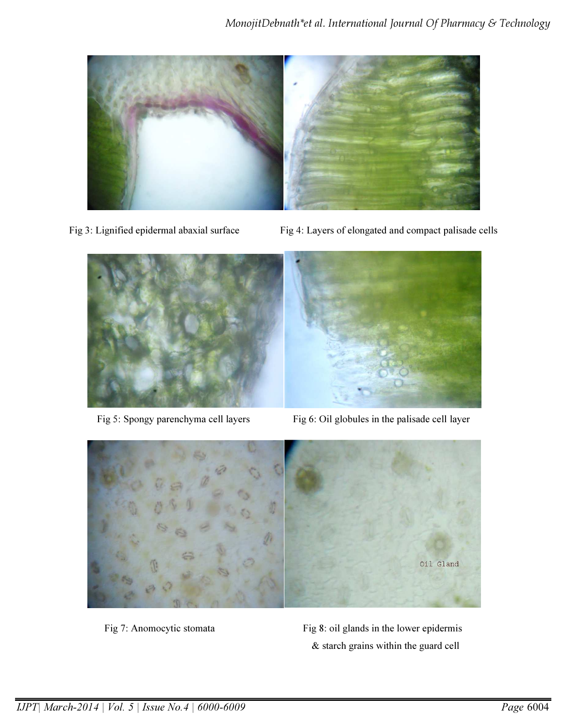Fig 3: Lignified epidermal abaxial surface

Fig 4: Layers of elongated and compact palisade cells

Fig 5: Spongy parenchyma cell layers

Fig 6: Oil globules in the palisade cell layer

Fig 7: Anomocytic stomata

Fig 8: oil glands in the lower epidermis & starch grains within the guard cell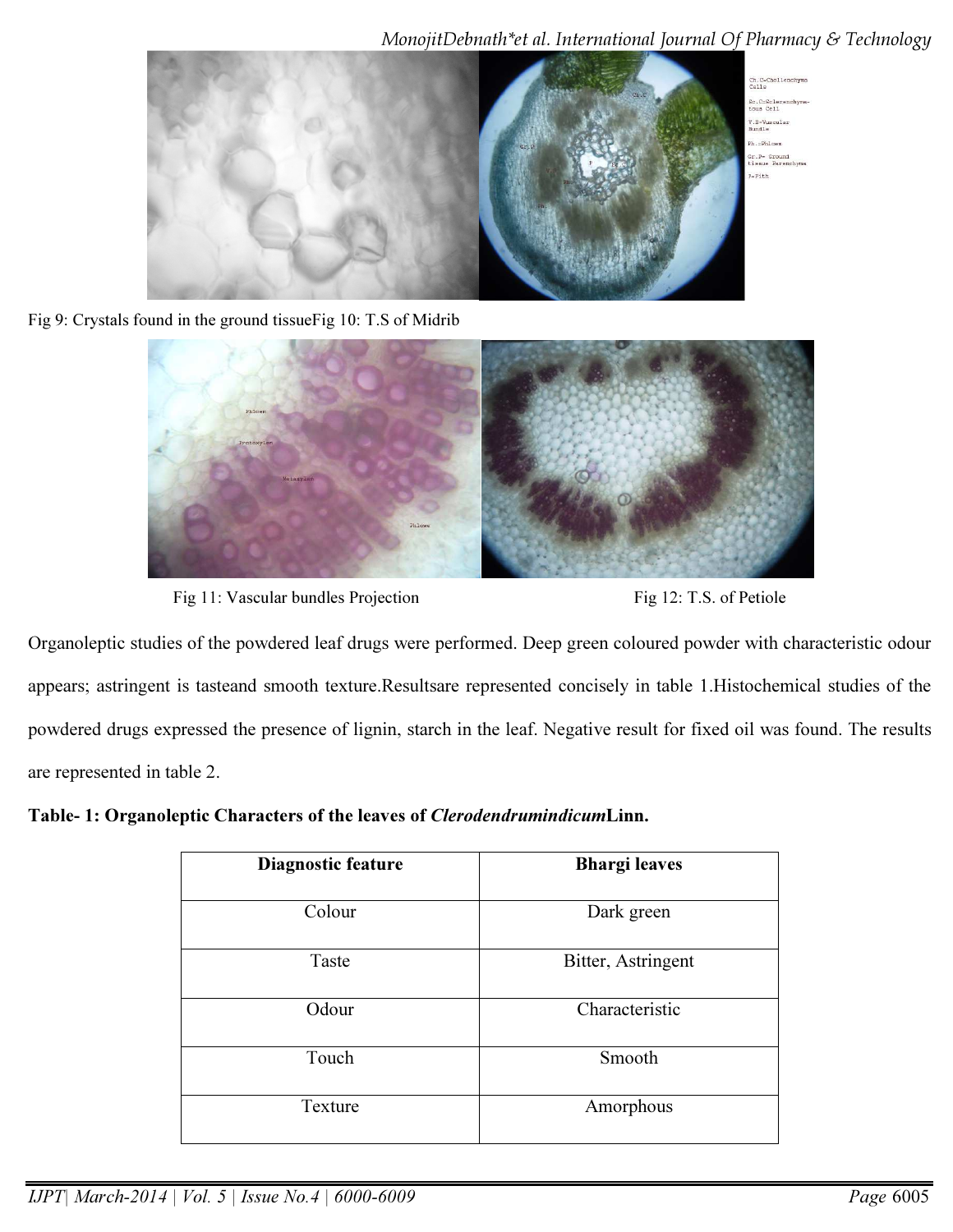Fig 9: Crystals found in the ground tissueFig 10: T.S of Midrib

Fig 11: Vascular bundles Projection

Fig 12: T.S. of Petiole

Organoleptic studies of the powdered leaf drugs were performed. Deep green coloured powder with characteristic odour appears; astringent is tasteand smooth texture.Resultsare represented concisely in table 1.Histochemical studies of the powdered drugs expressed the presence of lignin, starch in the leaf. Negative result for fixed oil was found. The results are represented in table 2.

**Table- 1: Organoleptic Characters of the leaves of *Clerodendrumindicum*Linn.**

| Diagnostic feature | Bhargi leaves |
|---|---|
| Colour | Dark green |
| Taste | Bitter, Astringent |
| Odour | Characteristic |
| Touch | Smooth |
| Texture | Amorphous |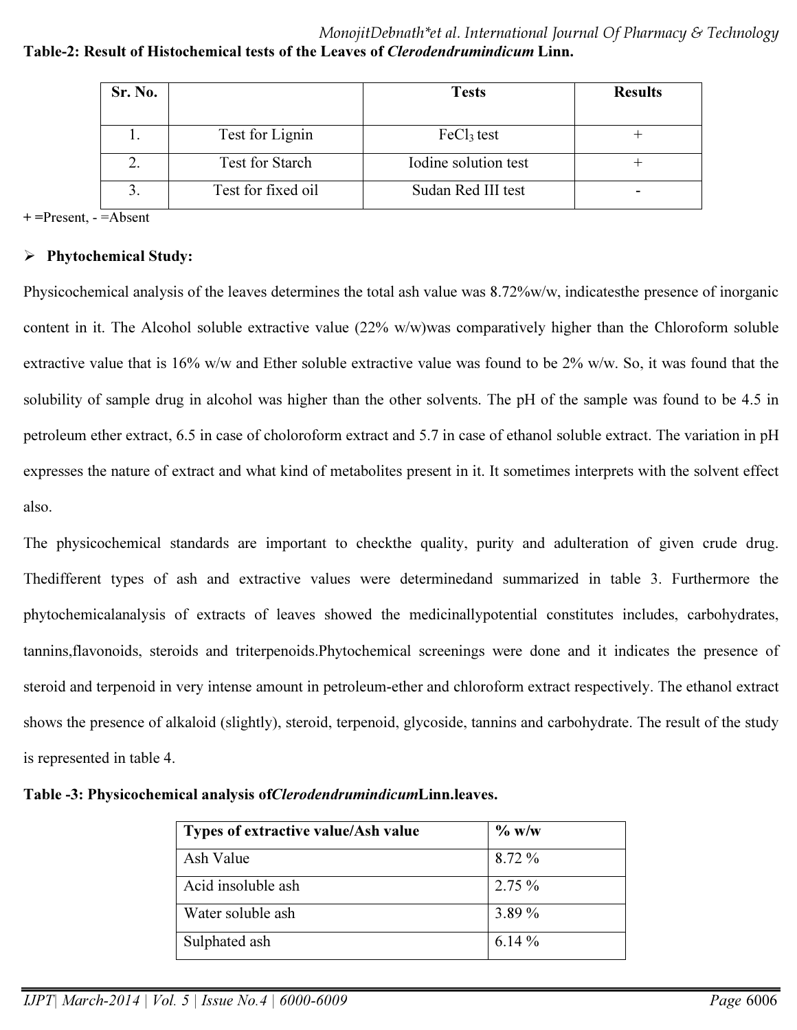**Table-2: Result of Histochemical tests of the Leaves of *Clerodendrumindicum* Linn.**

| Sr. No. | | Tests | Results |
|---|---|---|---|
| 1. | Test for Lignin | $FeCl_3$ test | + |
| 2. | Test for Starch | Iodine solution test | + |
| 3. | Test for fixed oil | Sudan Red III test | - |

+ =Present, - =Absent

- **Phytochemical Study:**

Physicochemical analysis of the leaves determines the total ash value was 8.72%w/w, indicatesthe presence of inorganic content in it. The Alcohol soluble extractive value (22% w/w)was comparatively higher than the Chloroform soluble extractive value that is 16% w/w and Ether soluble extractive value was found to be 2% w/w. So, it was found that the solubility of sample drug in alcohol was higher than the other solvents. The pH of the sample was found to be 4.5 in petroleum ether extract, 6.5 in case of choloroform extract and 5.7 in case of ethanol soluble extract. The variation in pH expresses the nature of extract and what kind of metabolites present in it. It sometimes interprets with the solvent effect also.

The physicochemical standards are important to checkthe quality, purity and adulteration of given crude drug. Thedifferent types of ash and extractive values were determinedand summarized in table 3. Furthermore the phytochemicalanalysis of extracts of leaves showed the medicinallypotential constitutes includes, carbohydrates, tannins,flavonoids, steroids and triterpenoids.Phytochemical screenings were done and it indicates the presence of steroid and terpenoid in very intense amount in petroleum-ether and chloroform extract respectively. The ethanol extract shows the presence of alkaloid (slightly), steroid, terpenoid, glycoside, tannins and carbohydrate. The result of the study is represented in table 4.

**Table -3: Physicochemical analysis of*Clerodendrumindicum*Linn.leaves.**

| Types of extractive value/Ash value | % w/w |
|---|---|
| Ash Value | 8.72 % |
| Acid insoluble ash | 2.75 % |
| Water soluble ash | 3.89 % |
| Sulphated ash | 6.14 % |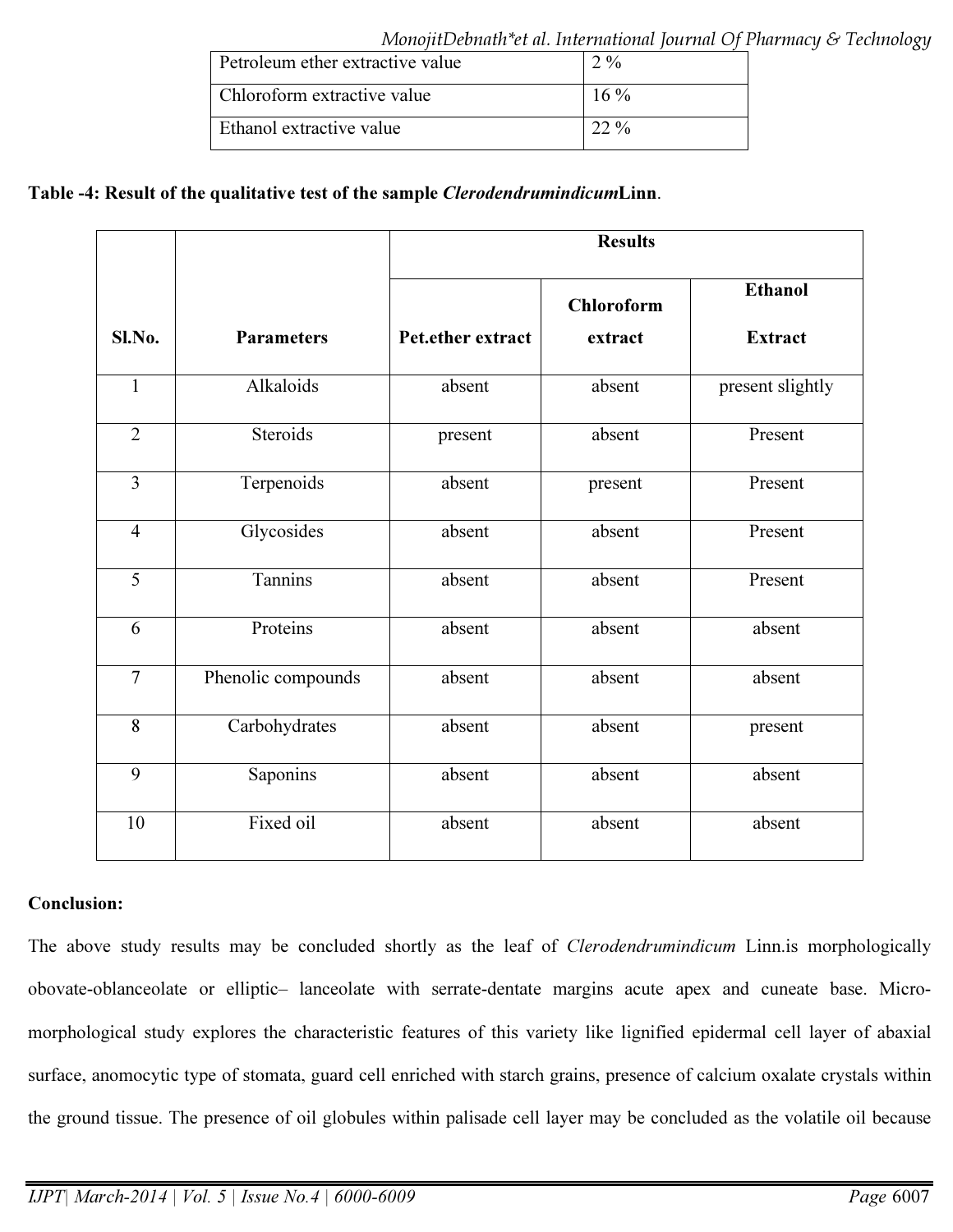| | |
|---|---|
| Petroleum ether extractive value | 2 % |
| Chloroform extractive value | 16 % |
| Ethanol extractive value | 22 % |

**Table -4: Result of the qualitative test of the sample *Clerodendrumindicum*Linn**.

| Sl.No. | Parameters | Results | | |
|---|---|---|---|---|
| | | Pet.ether extract | Chloroform extract | Ethanol Extract |
| 1 | Alkaloids | absent | absent | present slightly |
| 2 | Steroids | present | absent | Present |
| 3 | Terpenoids | absent | present | Present |
| 4 | Glycosides | absent | absent | Present |
| 5 | Tannins | absent | absent | Present |
| 6 | Proteins | absent | absent | absent |
| 7 | Phenolic compounds | absent | absent | absent |
| 8 | Carbohydrates | absent | absent | present |
| 9 | Saponins | absent | absent | absent |
| 10 | Fixed oil | absent | absent | absent |

**Conclusion:**

The above study results may be concluded shortly as the leaf of *Clerodendrumindicum* Linn.is morphologically obovate-oblanceolate or elliptic– lanceolate with serrate-dentate margins acute apex and cuneate base. Micro-morphological study explores the characteristic features of this variety like lignified epidermal cell layer of abaxial surface, anomocytic type of stomata, guard cell enriched with starch grains, presence of calcium oxalate crystals within the ground tissue. The presence of oil globules within palisade cell layer may be concluded as the volatile oil because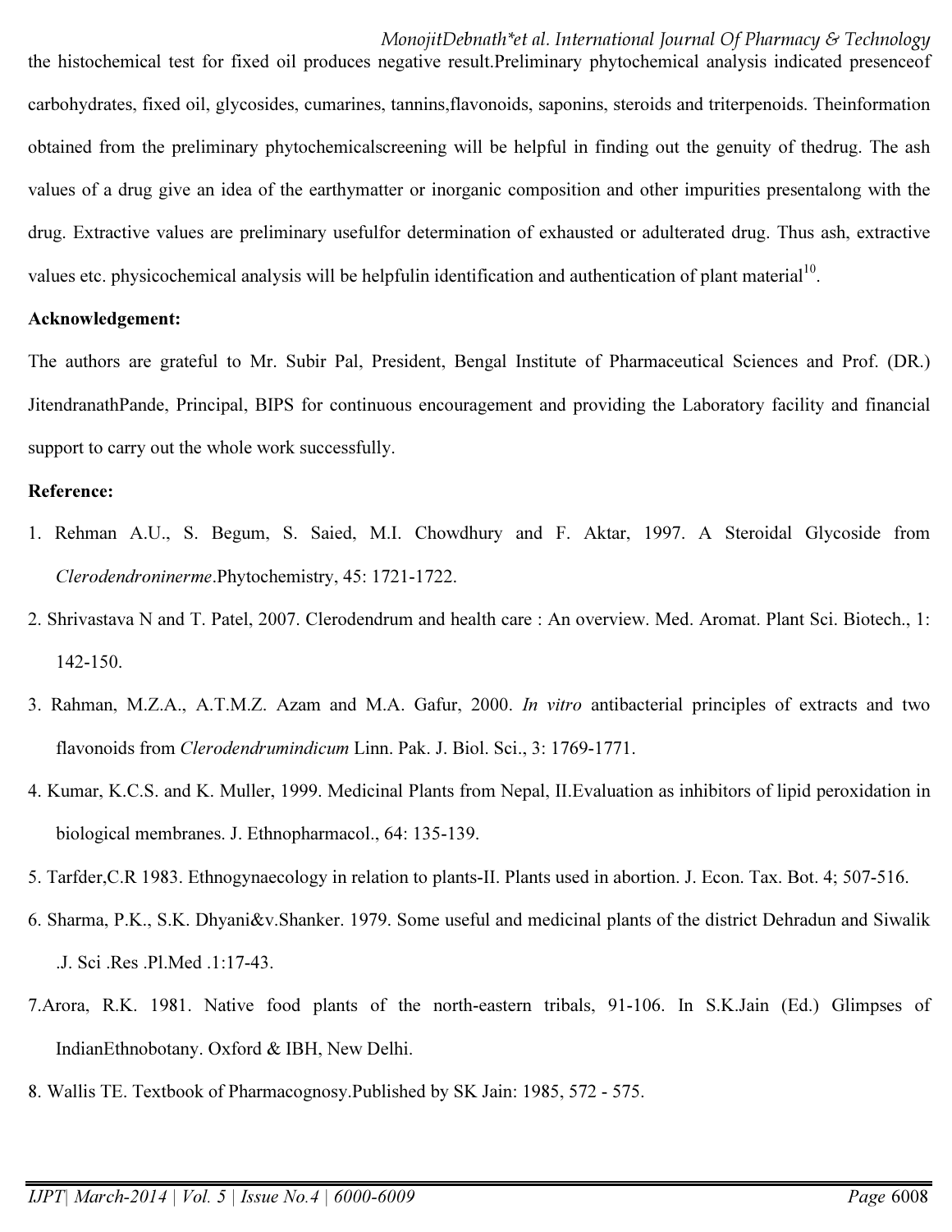the histochemical test for fixed oil produces negative result.Preliminary phytochemical analysis indicated presenceof carbohydrates, fixed oil, glycosides, cumarines, tannins,flavonoids, saponins, steroids and triterpenoids. Theinformation obtained from the preliminary phytochemicalscreening will be helpful in finding out the genuity of thedrug. The ash values of a drug give an idea of the earthymatter or inorganic composition and other impurities presentalong with the drug. Extractive values are preliminary usefulfor determination of exhausted or adulterated drug. Thus ash, extractive values etc. physicochemical analysis will be helpfulin identification and authentication of plant material[10].

**Acknowledgement:**

The authors are grateful to Mr. Subir Pal, President, Bengal Institute of Pharmaceutical Sciences and Prof. (DR.) JitendranathPande, Principal, BIPS for continuous encouragement and providing the Laboratory facility and financial support to carry out the whole work successfully.

**Reference:**

1. Rehman A.U., S. Begum, S. Saied, M.I. Chowdhury and F. Aktar, 1997. A Steroidal Glycoside from *Clerodendroninerme*.Phytochemistry, 45: 1721-1722.
2. Shrivastava N and T. Patel, 2007. Clerodendrum and health care : An overview. Med. Aromat. Plant Sci. Biotech., 1: 142-150.
3. Rahman, M.Z.A., A.T.M.Z. Azam and M.A. Gafur, 2000. *In vitro* antibacterial principles of extracts and two flavonoids from *Clerodendrumindicum* Linn. Pak. J. Biol. Sci., 3: 1769-1771.
4. Kumar, K.C.S. and K. Muller, 1999. Medicinal Plants from Nepal, II.Evaluation as inhibitors of lipid peroxidation in biological membranes. J. Ethnopharmacol., 64: 135-139.
5. Tarfder,C.R 1983. Ethnogynaecology in relation to plants-II. Plants used in abortion. J. Econ. Tax. Bot. 4; 507-516.
6. Sharma, P.K., S.K. Dhyani&v.Shanker. 1979. Some useful and medicinal plants of the district Dehradun and Siwalik .J. Sci .Res .Pl.Med .1:17-43.
7. Arora, R.K. 1981. Native food plants of the north-eastern tribals, 91-106. In S.K.Jain (Ed.) Glimpses of IndianEthnobotany. Oxford & IBH, New Delhi.
8. Wallis TE. Textbook of Pharmacognosy.Published by SK Jain: 1985, 572 - 575.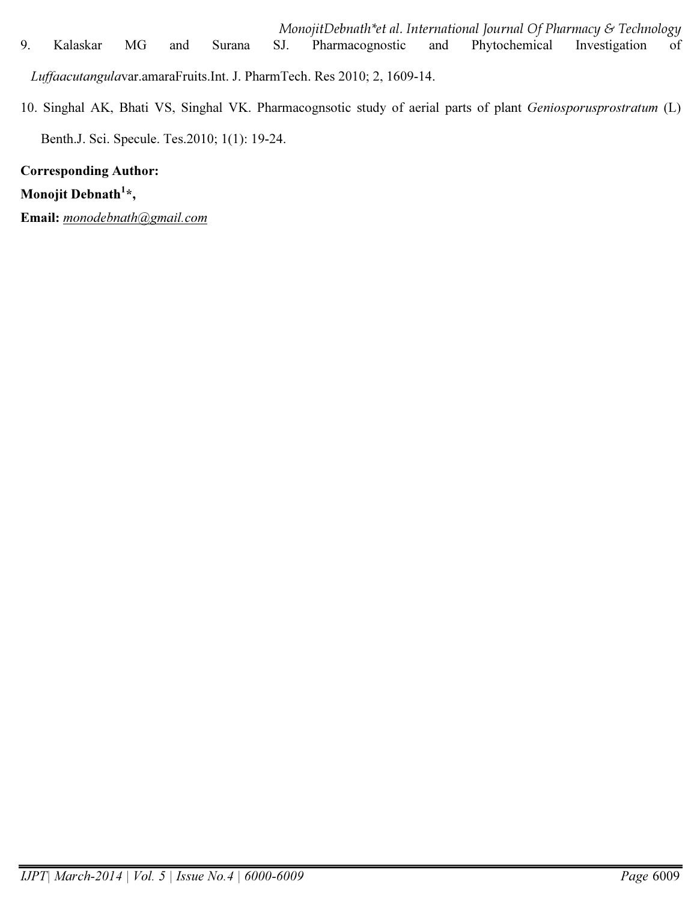9. Kalaskar MG and Surana SJ. Pharmacognostic and Phytochemical Investigation of *Luffaacutangula*var.amaraFruits.Int. J. PharmTech. Res 2010; 2, 1609-14.

10. Singhal AK, Bhati VS, Singhal VK. Pharmacognsotic study of aerial parts of plant *Geniosporusprostratum* (L) Benth.J. Sci. Specule. Tes.2010; 1(1): 19-24.

**Corresponding Author:**

**Monojit Debnath[1]*,**

**Email:** monodebnath@gmail.com